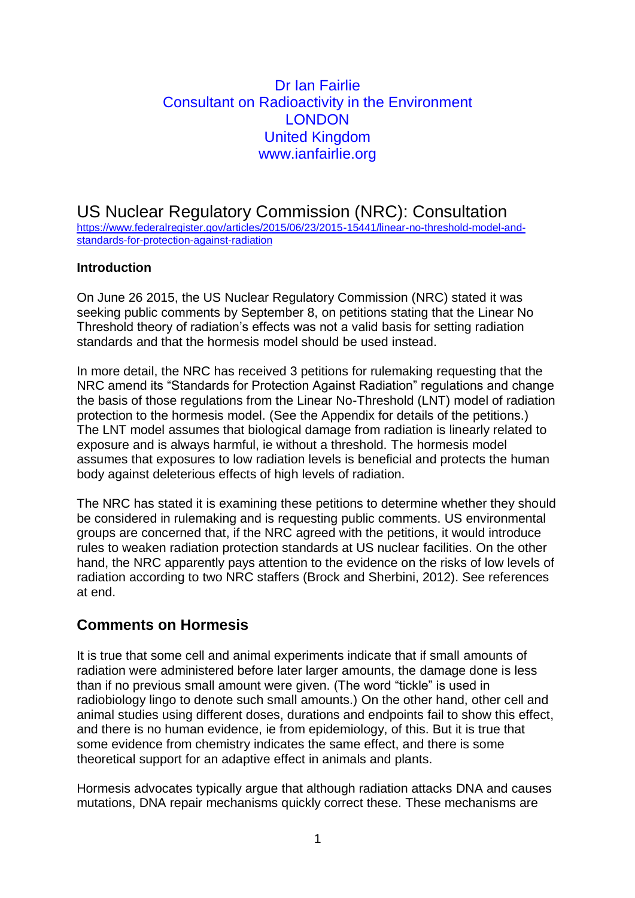Dr Ian Fairlie
Consultant on Radioactivity in the Environment
LONDON
United Kingdom
www.ianfairlie.org

# US Nuclear Regulatory Commission (NRC): Consultation

https://www.federalregister.gov/articles/2015/06/23/2015-15441/linear-no-threshold-model-and-standards-for-protection-against-radiation

**Introduction**

On June 26 2015, the US Nuclear Regulatory Commission (NRC) stated it was seeking public comments by September 8, on petitions stating that the Linear No Threshold theory of radiation's effects was not a valid basis for setting radiation standards and that the hormesis model should be used instead.

In more detail, the NRC has received 3 petitions for rulemaking requesting that the NRC amend its "Standards for Protection Against Radiation" regulations and change the basis of those regulations from the Linear No-Threshold (LNT) model of radiation protection to the hormesis model. (See the Appendix for details of the petitions.) The LNT model assumes that biological damage from radiation is linearly related to exposure and is always harmful, ie without a threshold. The hormesis model assumes that exposures to low radiation levels is beneficial and protects the human body against deleterious effects of high levels of radiation.

The NRC has stated it is examining these petitions to determine whether they should be considered in rulemaking and is requesting public comments. US environmental groups are concerned that, if the NRC agreed with the petitions, it would introduce rules to weaken radiation protection standards at US nuclear facilities. On the other hand, the NRC apparently pays attention to the evidence on the risks of low levels of radiation according to two NRC staffers (Brock and Sherbini, 2012). See references at end.

## Comments on Hormesis

It is true that some cell and animal experiments indicate that if small amounts of radiation were administered before later larger amounts, the damage done is less than if no previous small amount were given. (The word "tickle" is used in radiobiology lingo to denote such small amounts.) On the other hand, other cell and animal studies using different doses, durations and endpoints fail to show this effect, and there is no human evidence, ie from epidemiology, of this. But it is true that some evidence from chemistry indicates the same effect, and there is some theoretical support for an adaptive effect in animals and plants.

Hormesis advocates typically argue that although radiation attacks DNA and causes mutations, DNA repair mechanisms quickly correct these. These mechanisms are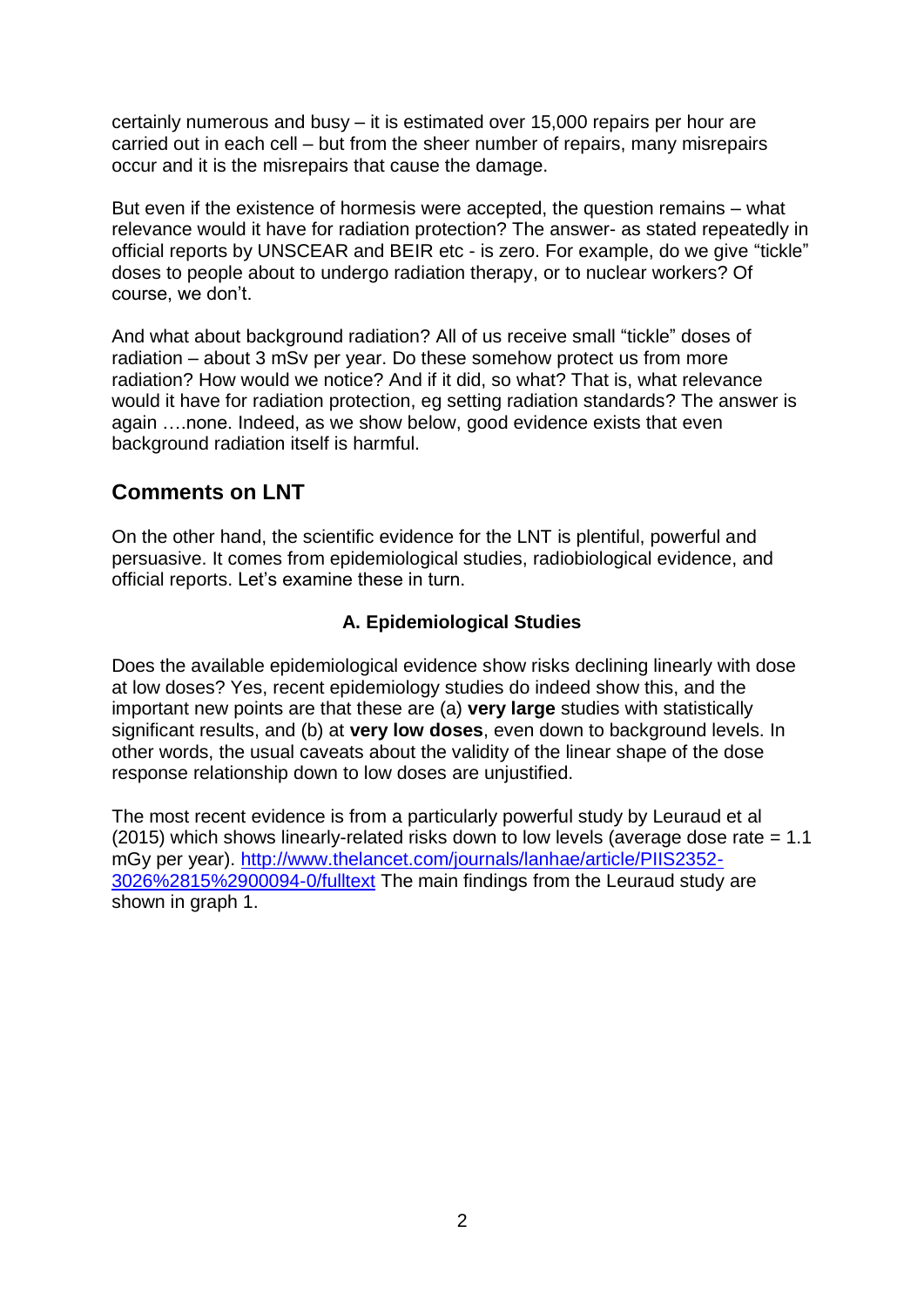certainly numerous and busy – it is estimated over 15,000 repairs per hour are carried out in each cell – but from the sheer number of repairs, many misrepairs occur and it is the misrepairs that cause the damage.

But even if the existence of hormesis were accepted, the question remains – what relevance would it have for radiation protection? The answer- as stated repeatedly in official reports by UNSCEAR and BEIR etc - is zero. For example, do we give "tickle" doses to people about to undergo radiation therapy, or to nuclear workers? Of course, we don't.

And what about background radiation? All of us receive small "tickle" doses of radiation – about 3 mSv per year. Do these somehow protect us from more radiation? How would we notice? And if it did, so what? That is, what relevance would it have for radiation protection, eg setting radiation standards? The answer is again ….none. Indeed, as we show below, good evidence exists that even background radiation itself is harmful.

## Comments on LNT

On the other hand, the scientific evidence for the LNT is plentiful, powerful and persuasive. It comes from epidemiological studies, radiobiological evidence, and official reports. Let's examine these in turn.

### A. Epidemiological Studies

Does the available epidemiological evidence show risks declining linearly with dose at low doses? Yes, recent epidemiology studies do indeed show this, and the important new points are that these are (a) **very large** studies with statistically significant results, and (b) at **very low doses**, even down to background levels. In other words, the usual caveats about the validity of the linear shape of the dose response relationship down to low doses are unjustified.

The most recent evidence is from a particularly powerful study by Leuraud et al (2015) which shows linearly-related risks down to low levels (average dose rate = 1.1 mGy per year). [http://www.thelancet.com/journals/lanhae/article/PIIS2352-3026%2815%2900094-0/fulltext](http://www.thelancet.com/journals/lanhae/article/PIIS2352-3026%2815%2900094-0/fulltext) The main findings from the Leuraud study are shown in graph 1.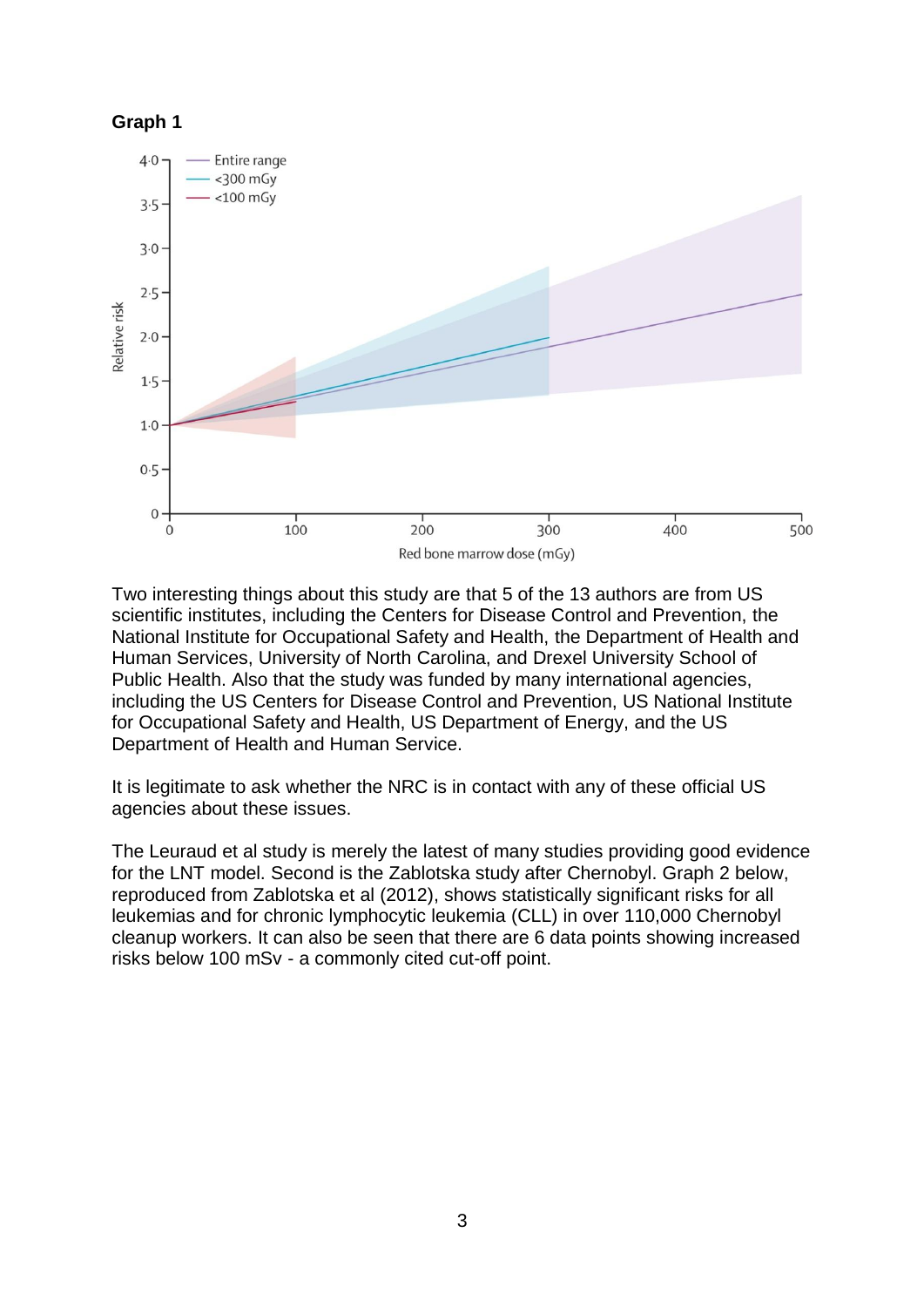**Graph 1**

Entire range
<300 mGy
<100 mGy

Relative risk

4·0
3·5
3·0
2·5
2·0
1·5
1·0
0·5
0

0
100
200
300
400
500

Red bone marrow dose (mGy)

Two interesting things about this study are that 5 of the 13 authors are from US scientific institutes, including the Centers for Disease Control and Prevention, the National Institute for Occupational Safety and Health, the Department of Health and Human Services, University of North Carolina, and Drexel University School of Public Health. Also that the study was funded by many international agencies, including the US Centers for Disease Control and Prevention, US National Institute for Occupational Safety and Health, US Department of Energy, and the US Department of Health and Human Service.

It is legitimate to ask whether the NRC is in contact with any of these official US agencies about these issues.

The Leuraud et al study is merely the latest of many studies providing good evidence for the LNT model. Second is the Zablotska study after Chernobyl. Graph 2 below, reproduced from Zablotska et al (2012), shows statistically significant risks for all leukemias and for chronic lymphocytic leukemia (CLL) in over 110,000 Chernobyl cleanup workers. It can also be seen that there are 6 data points showing increased risks below 100 mSv - a commonly cited cut-off point.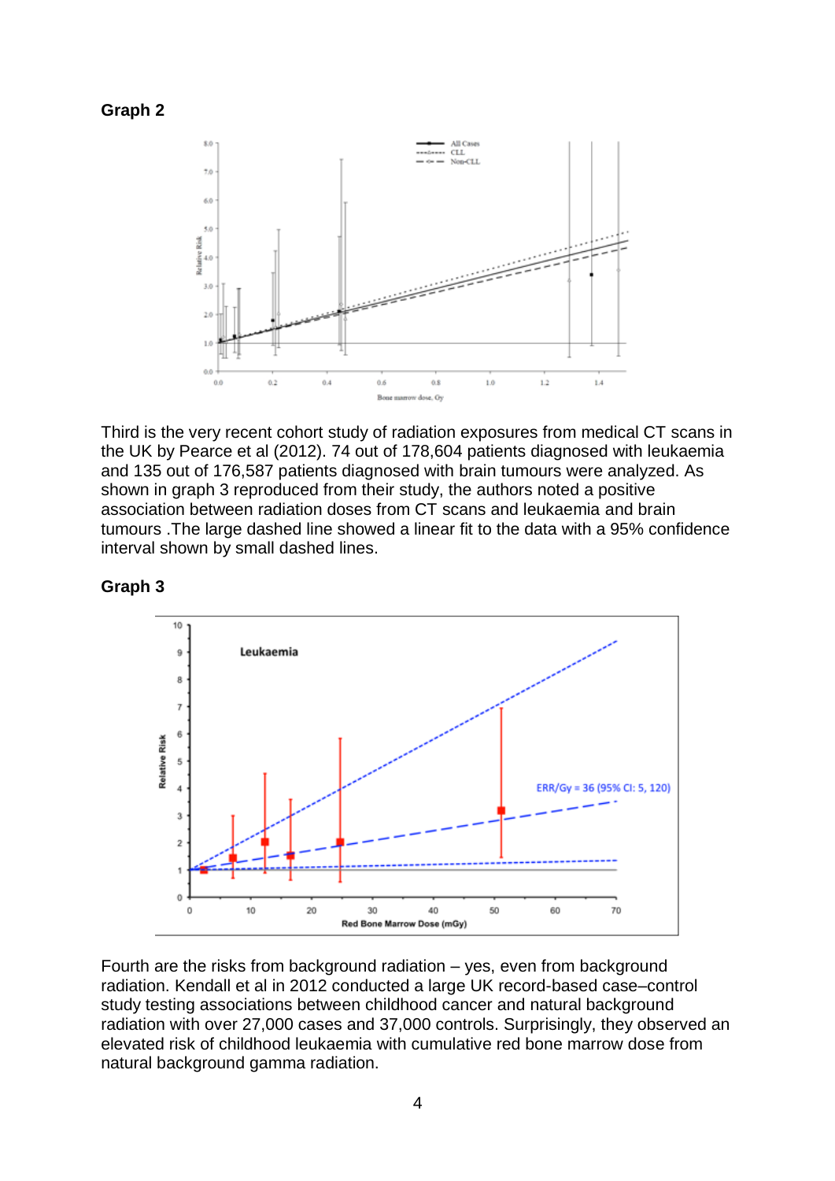**Graph 2**

8.0
7.0
6.0
5.0
4.0
3.0
2.0
1.0
0.0

Relative Risk

All Cases
CLL
Non-CLL

0.0 0.2 0.4 0.6 0.8 1.0 1.2 1.4

Bone marrow dose, Gy

Third is the very recent cohort study of radiation exposures from medical CT scans in the UK by Pearce et al (2012). 74 out of 178,604 patients diagnosed with leukaemia and 135 out of 176,587 patients diagnosed with brain tumours were analyzed. As shown in graph 3 reproduced from their study, the authors noted a positive association between radiation doses from CT scans and leukaemia and brain tumours .The large dashed line showed a linear fit to the data with a 95% confidence interval shown by small dashed lines.

**Graph 3**

Leukaemia

Relative Risk

10
9
8
7
6
5
4
3
2
1
0

ERR/Gy = 36 (95% CI: 5, 120)

0 10 20 30 40 50 60 70

Red Bone Marrow Dose (mGy)

Fourth are the risks from background radiation – yes, even from background radiation. Kendall et al in 2012 conducted a large UK record-based case–control study testing associations between childhood cancer and natural background radiation with over 27,000 cases and 37,000 controls. Surprisingly, they observed an elevated risk of childhood leukaemia with cumulative red bone marrow dose from natural background gamma radiation.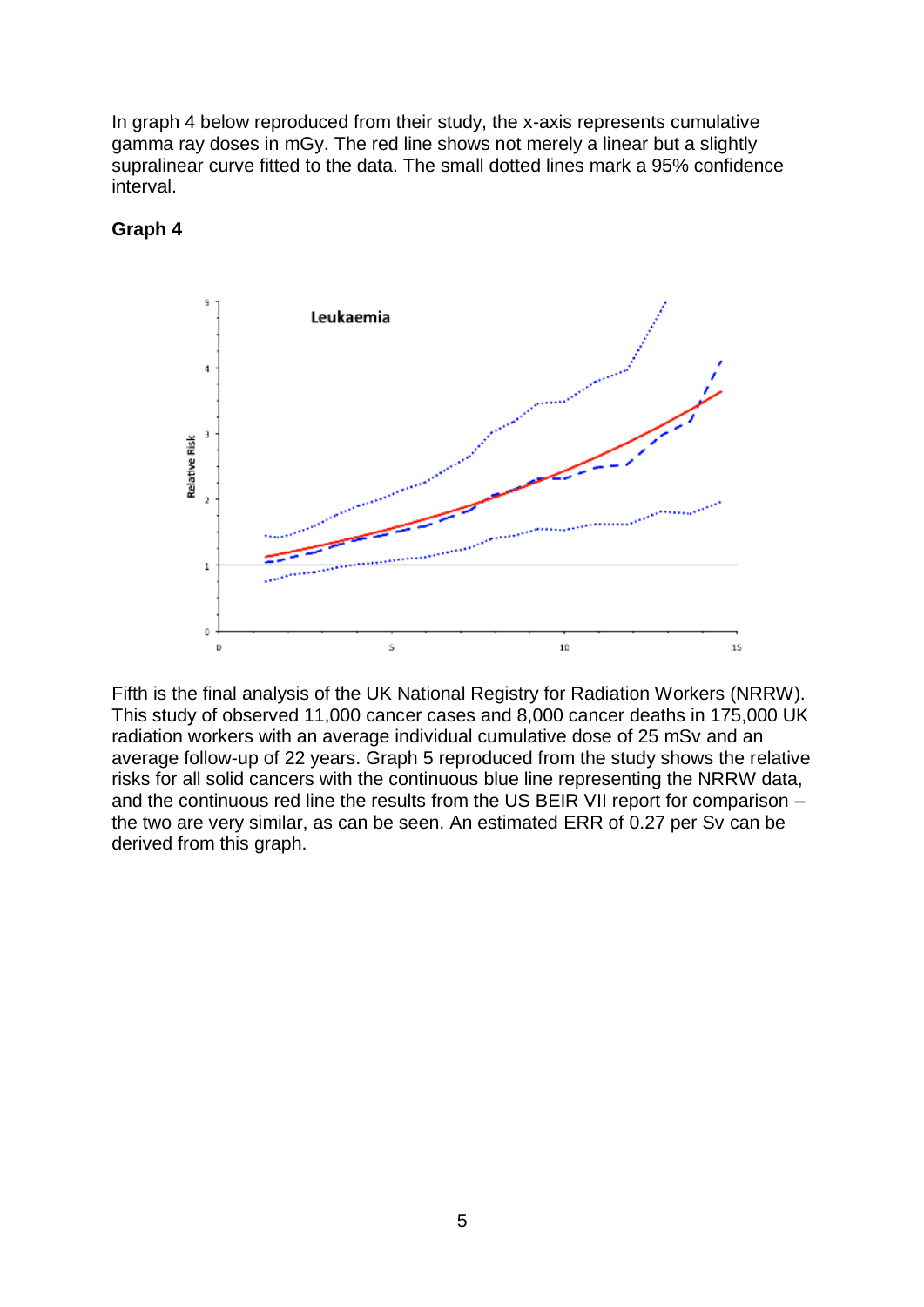In graph 4 below reproduced from their study, the x-axis represents cumulative gamma ray doses in mGy. The red line shows not merely a linear but a slightly supralinear curve fitted to the data. The small dotted lines mark a 95% confidence interval.

**Graph 4**

Leukaemia

Relative Risk

5
4
3
2
1
0

0
5
10
15

Fifth is the final analysis of the UK National Registry for Radiation Workers (NRRW). This study of observed 11,000 cancer cases and 8,000 cancer deaths in 175,000 UK radiation workers with an average individual cumulative dose of 25 mSv and an average follow-up of 22 years. Graph 5 reproduced from the study shows the relative risks for all solid cancers with the continuous blue line representing the NRRW data, and the continuous red line the results from the US BEIR VII report for comparison – the two are very similar, as can be seen. An estimated ERR of 0.27 per Sv can be derived from this graph.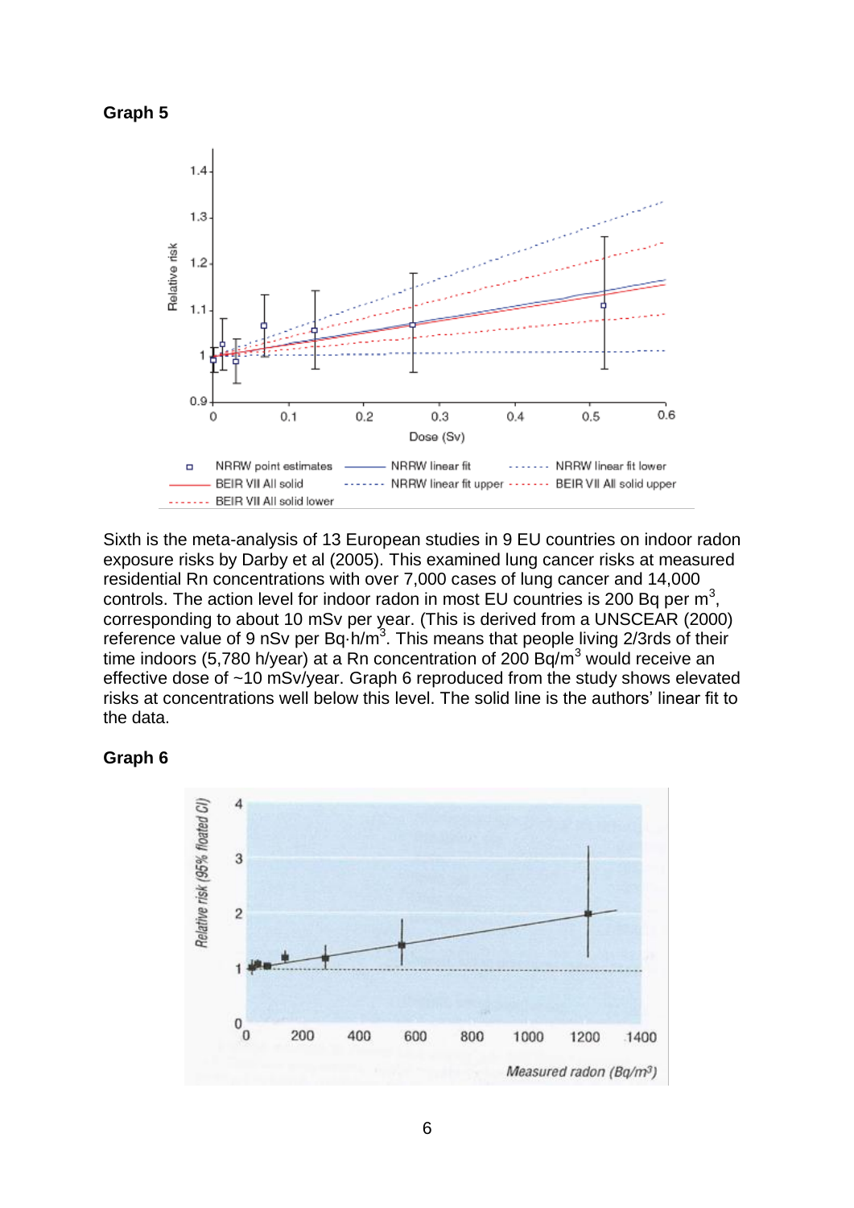**Graph 5**

1.4
1.3
1.2
1.1
1
0.9
Relative risk
0
0.1
0.2
0.3
0.4
0.5
0.6
Dose (Sv)

NRRW point estimates
NRRW linear fit
NRRW linear fit lower
BEIR VII All solid
NRRW linear fit upper
BEIR VII All solid upper
BEIR VII All solid lower

Sixth is the meta-analysis of 13 European studies in 9 EU countries on indoor radon exposure risks by Darby et al (2005). This examined lung cancer risks at measured residential Rn concentrations with over 7,000 cases of lung cancer and 14,000 controls. The action level for indoor radon in most EU countries is 200 Bq per $m^3$, corresponding to about 10 mSv per year. (This is derived from a UNSCEAR (2000) reference value of 9 nSv per Bq·h/$m^3$. This means that people living 2/3rds of their time indoors (5,780 h/year) at a Rn concentration of 200 Bq/$m^3$ would receive an effective dose of ~10 mSv/year. Graph 6 reproduced from the study shows elevated risks at concentrations well below this level. The solid line is the authors' linear fit to the data.

**Graph 6**

Relative risk (95% floated CI)
4
3
2
1
0
0
200
400
600
800
1000
1200
1400
Measured radon (Bq/m³)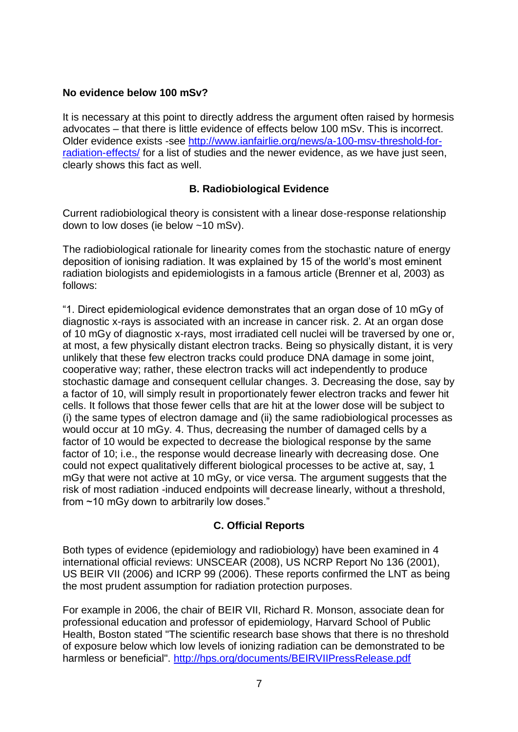**No evidence below 100 mSv?**

It is necessary at this point to directly address the argument often raised by hormesis advocates – that there is little evidence of effects below 100 mSv. This is incorrect. Older evidence exists -see http://www.ianfairlie.org/news/a-100-msv-threshold-for-radiation-effects/ for a list of studies and the newer evidence, as we have just seen, clearly shows this fact as well.

### B. Radiobiological Evidence

Current radiobiological theory is consistent with a linear dose-response relationship down to low doses (ie below ~10 mSv).

The radiobiological rationale for linearity comes from the stochastic nature of energy deposition of ionising radiation. It was explained by 15 of the world's most eminent radiation biologists and epidemiologists in a famous article (Brenner et al, 2003) as follows:

"1. Direct epidemiological evidence demonstrates that an organ dose of 10 mGy of diagnostic x-rays is associated with an increase in cancer risk. 2. At an organ dose of 10 mGy of diagnostic x-rays, most irradiated cell nuclei will be traversed by one or, at most, a few physically distant electron tracks. Being so physically distant, it is very unlikely that these few electron tracks could produce DNA damage in some joint, cooperative way; rather, these electron tracks will act independently to produce stochastic damage and consequent cellular changes. 3. Decreasing the dose, say by a factor of 10, will simply result in proportionately fewer electron tracks and fewer hit cells. It follows that those fewer cells that are hit at the lower dose will be subject to (i) the same types of electron damage and (ii) the same radiobiological processes as would occur at 10 mGy. 4. Thus, decreasing the number of damaged cells by a factor of 10 would be expected to decrease the biological response by the same factor of 10; i.e., the response would decrease linearly with decreasing dose. One could not expect qualitatively different biological processes to be active at, say, 1 mGy that were not active at 10 mGy, or vice versa. The argument suggests that the risk of most radiation -induced endpoints will decrease linearly, without a threshold, from ~10 mGy down to arbitrarily low doses."

### C. Official Reports

Both types of evidence (epidemiology and radiobiology) have been examined in 4 international official reviews: UNSCEAR (2008), US NCRP Report No 136 (2001), US BEIR VII (2006) and ICRP 99 (2006). These reports confirmed the LNT as being the most prudent assumption for radiation protection purposes.

For example in 2006, the chair of BEIR VII, Richard R. Monson, associate dean for professional education and professor of epidemiology, Harvard School of Public Health, Boston stated "The scientific research base shows that there is no threshold of exposure below which low levels of ionizing radiation can be demonstrated to be harmless or beneficial". http://hps.org/documents/BEIRVIIPressRelease.pdf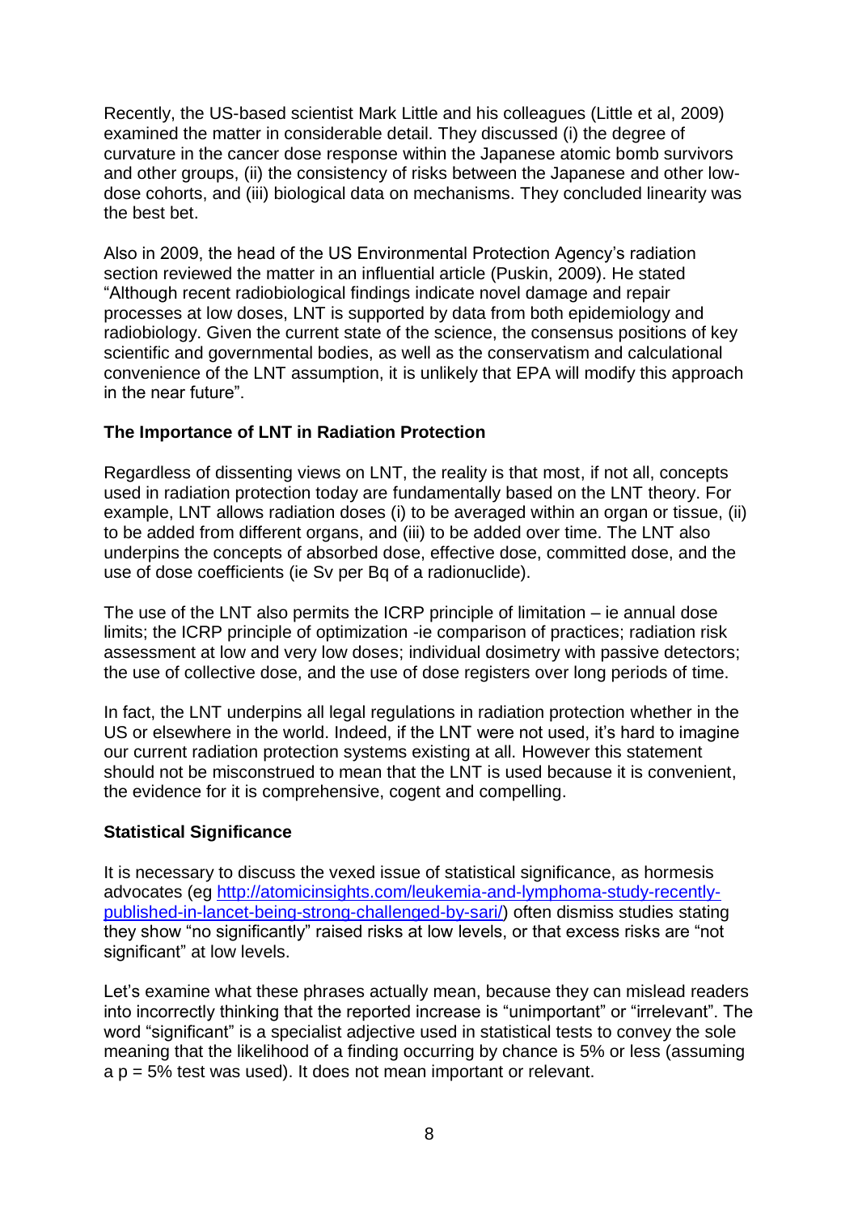Recently, the US-based scientist Mark Little and his colleagues (Little et al, 2009) examined the matter in considerable detail. They discussed (i) the degree of curvature in the cancer dose response within the Japanese atomic bomb survivors and other groups, (ii) the consistency of risks between the Japanese and other low-dose cohorts, and (iii) biological data on mechanisms. They concluded linearity was the best bet.

Also in 2009, the head of the US Environmental Protection Agency's radiation section reviewed the matter in an influential article (Puskin, 2009). He stated "Although recent radiobiological findings indicate novel damage and repair processes at low doses, LNT is supported by data from both epidemiology and radiobiology. Given the current state of the science, the consensus positions of key scientific and governmental bodies, as well as the conservatism and calculational convenience of the LNT assumption, it is unlikely that EPA will modify this approach in the near future".

**The Importance of LNT in Radiation Protection**

Regardless of dissenting views on LNT, the reality is that most, if not all, concepts used in radiation protection today are fundamentally based on the LNT theory. For example, LNT allows radiation doses (i) to be averaged within an organ or tissue, (ii) to be added from different organs, and (iii) to be added over time. The LNT also underpins the concepts of absorbed dose, effective dose, committed dose, and the use of dose coefficients (ie Sv per Bq of a radionuclide).

The use of the LNT also permits the ICRP principle of limitation – ie annual dose limits; the ICRP principle of optimization -ie comparison of practices; radiation risk assessment at low and very low doses; individual dosimetry with passive detectors; the use of collective dose, and the use of dose registers over long periods of time.

In fact, the LNT underpins all legal regulations in radiation protection whether in the US or elsewhere in the world. Indeed, if the LNT were not used, it's hard to imagine our current radiation protection systems existing at all. However this statement should not be misconstrued to mean that the LNT is used because it is convenient, the evidence for it is comprehensive, cogent and compelling.

**Statistical Significance**

It is necessary to discuss the vexed issue of statistical significance, as hormesis advocates (eg [http://atomicinsights.com/leukemia-and-lymphoma-study-recently-published-in-lancet-being-strong-challenged-by-sari/](http://atomicinsights.com/leukemia-and-lymphoma-study-recently-published-in-lancet-being-strong-challenged-by-sari/)) often dismiss studies stating they show "no significantly" raised risks at low levels, or that excess risks are "not significant" at low levels.

Let's examine what these phrases actually mean, because they can mislead readers into incorrectly thinking that the reported increase is "unimportant" or "irrelevant". The word "significant" is a specialist adjective used in statistical tests to convey the sole meaning that the likelihood of a finding occurring by chance is 5% or less (assuming a $p = 5\%$ test was used). It does not mean important or relevant.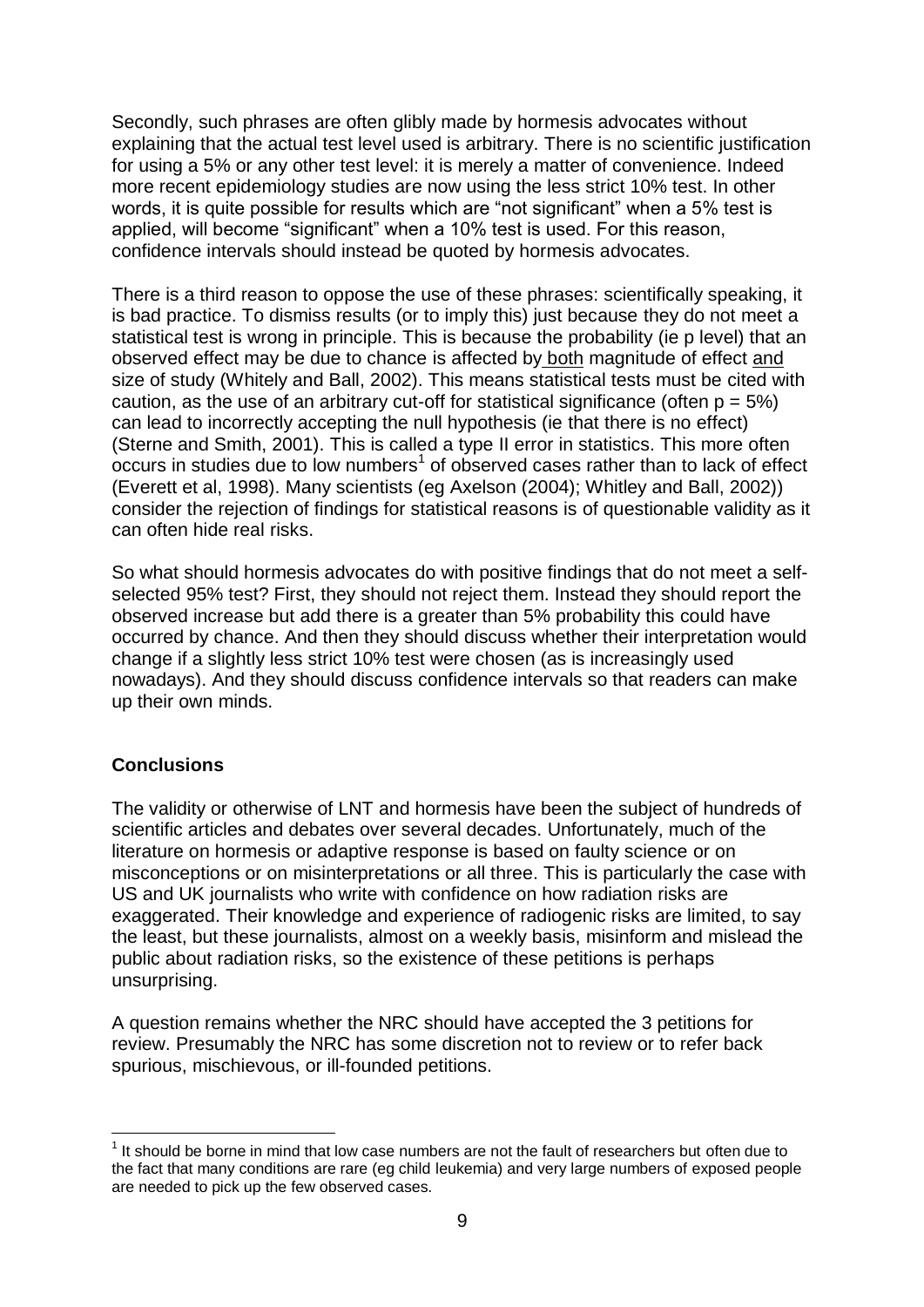Secondly, such phrases are often glibly made by hormesis advocates without explaining that the actual test level used is arbitrary. There is no scientific justification for using a 5% or any other test level: it is merely a matter of convenience. Indeed more recent epidemiology studies are now using the less strict 10% test. In other words, it is quite possible for results which are "not significant" when a 5% test is applied, will become "significant" when a 10% test is used. For this reason, confidence intervals should instead be quoted by hormesis advocates.

There is a third reason to oppose the use of these phrases: scientifically speaking, it is bad practice. To dismiss results (or to imply this) just because they do not meet a statistical test is wrong in principle. This is because the probability (ie p level) that an observed effect may be due to chance is affected by both magnitude of effect and size of study (Whitely and Ball, 2002). This means statistical tests must be cited with caution, as the use of an arbitrary cut-off for statistical significance (often $p = 5\%$) can lead to incorrectly accepting the null hypothesis (ie that there is no effect) (Sterne and Smith, 2001). This is called a type II error in statistics. This more often occurs in studies due to low numbers[1] of observed cases rather than to lack of effect (Everett et al, 1998). Many scientists (eg Axelson (2004); Whitley and Ball, 2002)) consider the rejection of findings for statistical reasons is of questionable validity as it can often hide real risks.

So what should hormesis advocates do with positive findings that do not meet a self-selected 95% test? First, they should not reject them. Instead they should report the observed increase but add there is a greater than 5% probability this could have occurred by chance. And then they should discuss whether their interpretation would change if a slightly less strict 10% test were chosen (as is increasingly used nowadays). And they should discuss confidence intervals so that readers can make up their own minds.

## Conclusions

The validity or otherwise of LNT and hormesis have been the subject of hundreds of scientific articles and debates over several decades. Unfortunately, much of the literature on hormesis or adaptive response is based on faulty science or on misconceptions or on misinterpretations or all three. This is particularly the case with US and UK journalists who write with confidence on how radiation risks are exaggerated. Their knowledge and experience of radiogenic risks are limited, to say the least, but these journalists, almost on a weekly basis, misinform and mislead the public about radiation risks, so the existence of these petitions is perhaps unsurprising.

A question remains whether the NRC should have accepted the 3 petitions for review. Presumably the NRC has some discretion not to review or to refer back spurious, mischievous, or ill-founded petitions.

[1] It should be borne in mind that low case numbers are not the fault of researchers but often due to the fact that many conditions are rare (eg child leukemia) and very large numbers of exposed people are needed to pick up the few observed cases.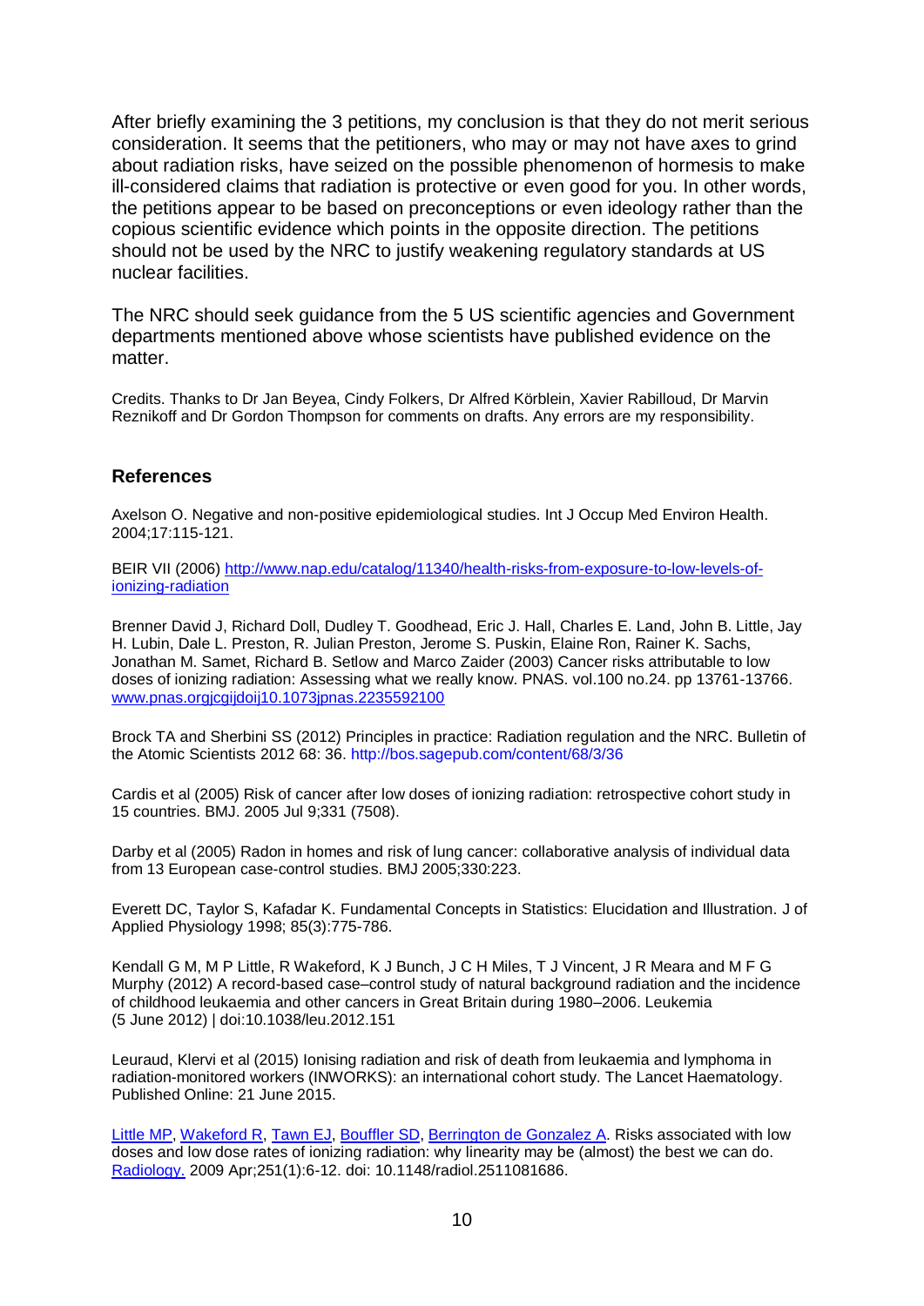After briefly examining the 3 petitions, my conclusion is that they do not merit serious consideration. It seems that the petitioners, who may or may not have axes to grind about radiation risks, have seized on the possible phenomenon of hormesis to make ill-considered claims that radiation is protective or even good for you. In other words, the petitions appear to be based on preconceptions or even ideology rather than the copious scientific evidence which points in the opposite direction. The petitions should not be used by the NRC to justify weakening regulatory standards at US nuclear facilities.

The NRC should seek guidance from the 5 US scientific agencies and Government departments mentioned above whose scientists have published evidence on the matter.

Credits. Thanks to Dr Jan Beyea, Cindy Folkers, Dr Alfred Körblein, Xavier Rabilloud, Dr Marvin Reznikoff and Dr Gordon Thompson for comments on drafts. Any errors are my responsibility.

## References

Axelson O. Negative and non-positive epidemiological studies. Int J Occup Med Environ Health. 2004;17:115-121.

BEIR VII (2006) http://www.nap.edu/catalog/11340/health-risks-from-exposure-to-low-levels-of-ionizing-radiation

Brenner David J, Richard Doll, Dudley T. Goodhead, Eric J. Hall, Charles E. Land, John B. Little, Jay H. Lubin, Dale L. Preston, R. Julian Preston, Jerome S. Puskin, Elaine Ron, Rainer K. Sachs, Jonathan M. Samet, Richard B. Setlow and Marco Zaider (2003) Cancer risks attributable to low doses of ionizing radiation: Assessing what we really know. PNAS. vol.100 no.24. pp 13761-13766. www.pnas.orgjcgijdoij10.1073jpnas.2235592100

Brock TA and Sherbini SS (2012) Principles in practice: Radiation regulation and the NRC. Bulletin of the Atomic Scientists 2012 68: 36. http://bos.sagepub.com/content/68/3/36

Cardis et al (2005) Risk of cancer after low doses of ionizing radiation: retrospective cohort study in 15 countries. BMJ. 2005 Jul 9;331 (7508).

Darby et al (2005) Radon in homes and risk of lung cancer: collaborative analysis of individual data from 13 European case-control studies. BMJ 2005;330:223.

Everett DC, Taylor S, Kafadar K. Fundamental Concepts in Statistics: Elucidation and Illustration. J of Applied Physiology 1998; 85(3):775-786.

Kendall G M, M P Little, R Wakeford, K J Bunch, J C H Miles, T J Vincent, J R Meara and M F G Murphy (2012) A record-based case–control study of natural background radiation and the incidence of childhood leukaemia and other cancers in Great Britain during 1980–2006. Leukemia (5 June 2012) | doi:10.1038/leu.2012.151

Leuraud, Klervi et al (2015) Ionising radiation and risk of death from leukaemia and lymphoma in radiation-monitored workers (INWORKS): an international cohort study. The Lancet Haematology. Published Online: 21 June 2015.

Little MP, Wakeford R, Tawn EJ, Bouffler SD, Berrington de Gonzalez A. Risks associated with low doses and low dose rates of ionizing radiation: why linearity may be (almost) the best we can do. Radiology. 2009 Apr;251(1):6-12. doi: 10.1148/radiol.2511081686.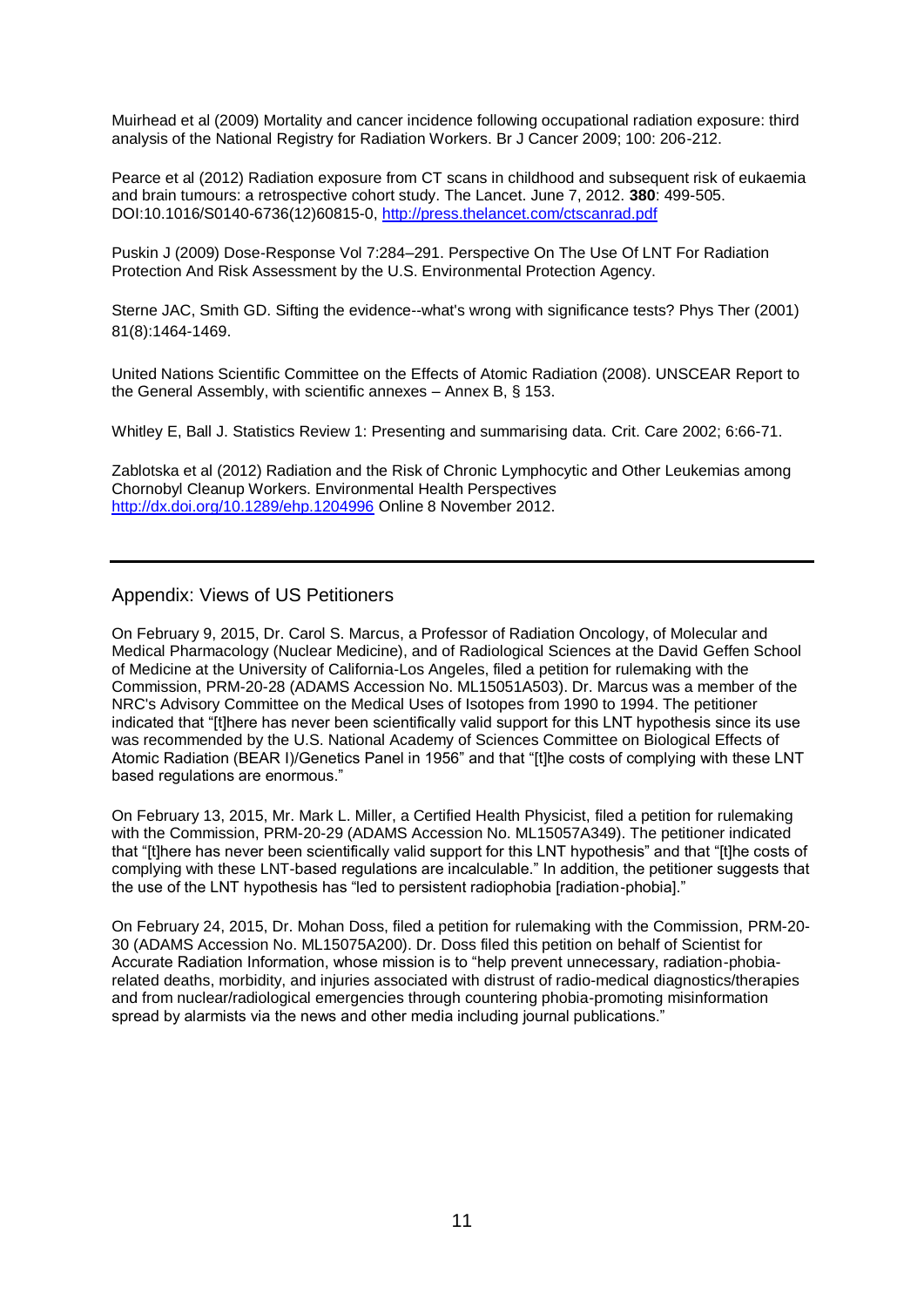Muirhead et al (2009) Mortality and cancer incidence following occupational radiation exposure: third analysis of the National Registry for Radiation Workers. Br J Cancer 2009; 100: 206-212.

Pearce et al (2012) Radiation exposure from CT scans in childhood and subsequent risk of eukaemia and brain tumours: a retrospective cohort study. The Lancet. June 7, 2012. **380**: 499-505. DOI:10.1016/S0140-6736(12)60815-0, http://press.thelancet.com/ctscanrad.pdf

Puskin J (2009) Dose-Response Vol 7:284–291. Perspective On The Use Of LNT For Radiation Protection And Risk Assessment by the U.S. Environmental Protection Agency.

Sterne JAC, Smith GD. Sifting the evidence--what's wrong with significance tests? Phys Ther (2001) 81(8):1464-1469.

United Nations Scientific Committee on the Effects of Atomic Radiation (2008). UNSCEAR Report to the General Assembly, with scientific annexes – Annex B, § 153.

Whitley E, Ball J. Statistics Review 1: Presenting and summarising data. Crit. Care 2002; 6:66-71.

Zablotska et al (2012) Radiation and the Risk of Chronic Lymphocytic and Other Leukemias among Chornobyl Cleanup Workers. Environmental Health Perspectives http://dx.doi.org/10.1289/ehp.1204996 Online 8 November 2012.

---

## Appendix: Views of US Petitioners

On February 9, 2015, Dr. Carol S. Marcus, a Professor of Radiation Oncology, of Molecular and Medical Pharmacology (Nuclear Medicine), and of Radiological Sciences at the David Geffen School of Medicine at the University of California-Los Angeles, filed a petition for rulemaking with the Commission, PRM-20-28 (ADAMS Accession No. ML15051A503). Dr. Marcus was a member of the NRC's Advisory Committee on the Medical Uses of Isotopes from 1990 to 1994. The petitioner indicated that "[t]here has never been scientifically valid support for this LNT hypothesis since its use was recommended by the U.S. National Academy of Sciences Committee on Biological Effects of Atomic Radiation (BEAR I)/Genetics Panel in 1956" and that "[t]he costs of complying with these LNT based regulations are enormous."

On February 13, 2015, Mr. Mark L. Miller, a Certified Health Physicist, filed a petition for rulemaking with the Commission, PRM-20-29 (ADAMS Accession No. ML15057A349). The petitioner indicated that "[t]here has never been scientifically valid support for this LNT hypothesis" and that "[t]he costs of complying with these LNT-based regulations are incalculable." In addition, the petitioner suggests that the use of the LNT hypothesis has "led to persistent radiophobia [radiation-phobia]."

On February 24, 2015, Dr. Mohan Doss, filed a petition for rulemaking with the Commission, PRM-20-30 (ADAMS Accession No. ML15075A200). Dr. Doss filed this petition on behalf of Scientist for Accurate Radiation Information, whose mission is to "help prevent unnecessary, radiation-phobia-related deaths, morbidity, and injuries associated with distrust of radio-medical diagnostics/therapies and from nuclear/radiological emergencies through countering phobia-promoting misinformation spread by alarmists via the news and other media including journal publications."